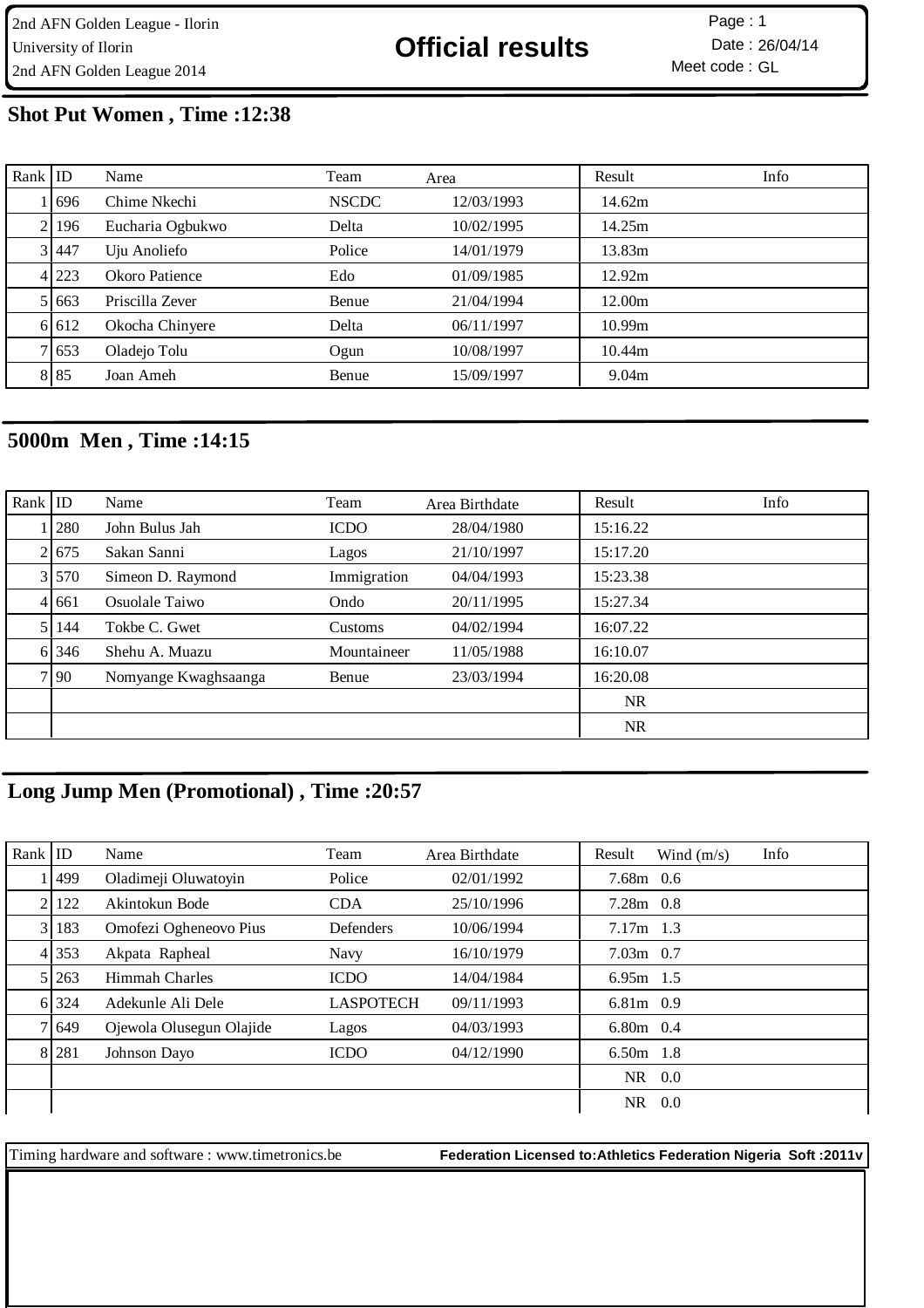2nd AFN Golden League - Ilorin
University of Ilorin
2nd AFN Golden League 2014

# Official results

Page : 1
Date : 26/04/14
Meet code : GL

## Shot Put Women , Time :12:38

| Rank | ID | Name | Team | Area | Result | Info |
|---|---|---|---|---|---|---|
| 1 | 696 | Chime Nkechi | NSCDC | 12/03/1993 | 14.62m | |
| 2 | 196 | Eucharia Ogbukwo | Delta | 10/02/1995 | 14.25m | |
| 3 | 447 | Uju Anoliefo | Police | 14/01/1979 | 13.83m | |
| 4 | 223 | Okoro Patience | Edo | 01/09/1985 | 12.92m | |
| 5 | 663 | Priscilla Zever | Benue | 21/04/1994 | 12.00m | |
| 6 | 612 | Okocha Chinyere | Delta | 06/11/1997 | 10.99m | |
| 7 | 653 | Oladejo Tolu | Ogun | 10/08/1997 | 10.44m | |
| 8 | 85 | Joan Ameh | Benue | 15/09/1997 | 9.04m | |

## 5000m Men , Time :14:15

| Rank | ID | Name | Team | Area Birthdate | Result | Info |
|---|---|---|---|---|---|---|
| 1 | 280 | John Bulus Jah | ICDO | 28/04/1980 | 15:16.22 | |
| 2 | 675 | Sakan Sanni | Lagos | 21/10/1997 | 15:17.20 | |
| 3 | 570 | Simeon D. Raymond | Immigration | 04/04/1993 | 15:23.38 | |
| 4 | 661 | Osuolale Taiwo | Ondo | 20/11/1995 | 15:27.34 | |
| 5 | 144 | Tokbe C. Gwet | Customs | 04/02/1994 | 16:07.22 | |
| 6 | 346 | Shehu A. Muazu | Mountaineer | 11/05/1988 | 16:10.07 | |
| 7 | 90 | Nomyange Kwaghsaanga | Benue | 23/03/1994 | 16:20.08 | |
| | | | | | NR | |
| | | | | | NR | |

## Long Jump Men (Promotional) , Time :20:57

| Rank | ID | Name | Team | Area Birthdate | Result | Wind (m/s) | Info |
|---|---|---|---|---|---|---|---|
| 1 | 499 | Oladimeji Oluwatoyin | Police | 02/01/1992 | 7.68m | 0.6 | |
| 2 | 122 | Akintokun Bode | CDA | 25/10/1996 | 7.28m | 0.8 | |
| 3 | 183 | Omofezi Ogheneovo Pius | Defenders | 10/06/1994 | 7.17m | 1.3 | |
| 4 | 353 | Akpata Rapheal | Navy | 16/10/1979 | 7.03m | 0.7 | |
| 5 | 263 | Himmah Charles | ICDO | 14/04/1984 | 6.95m | 1.5 | |
| 6 | 324 | Adekunle Ali Dele | LASPOTECH | 09/11/1993 | 6.81m | 0.9 | |
| 7 | 649 | Ojewola Olusegun Olajide | Lagos | 04/03/1993 | 6.80m | 0.4 | |
| 8 | 281 | Johnson Dayo | ICDO | 04/12/1990 | 6.50m | 1.8 | |
| | | | | | NR | 0.0 | |
| | | | | | NR | 0.0 | |

Timing hardware and software : www.timetronics.be **Federation Licensed to:Athletics Federation Nigeria Soft :2011v**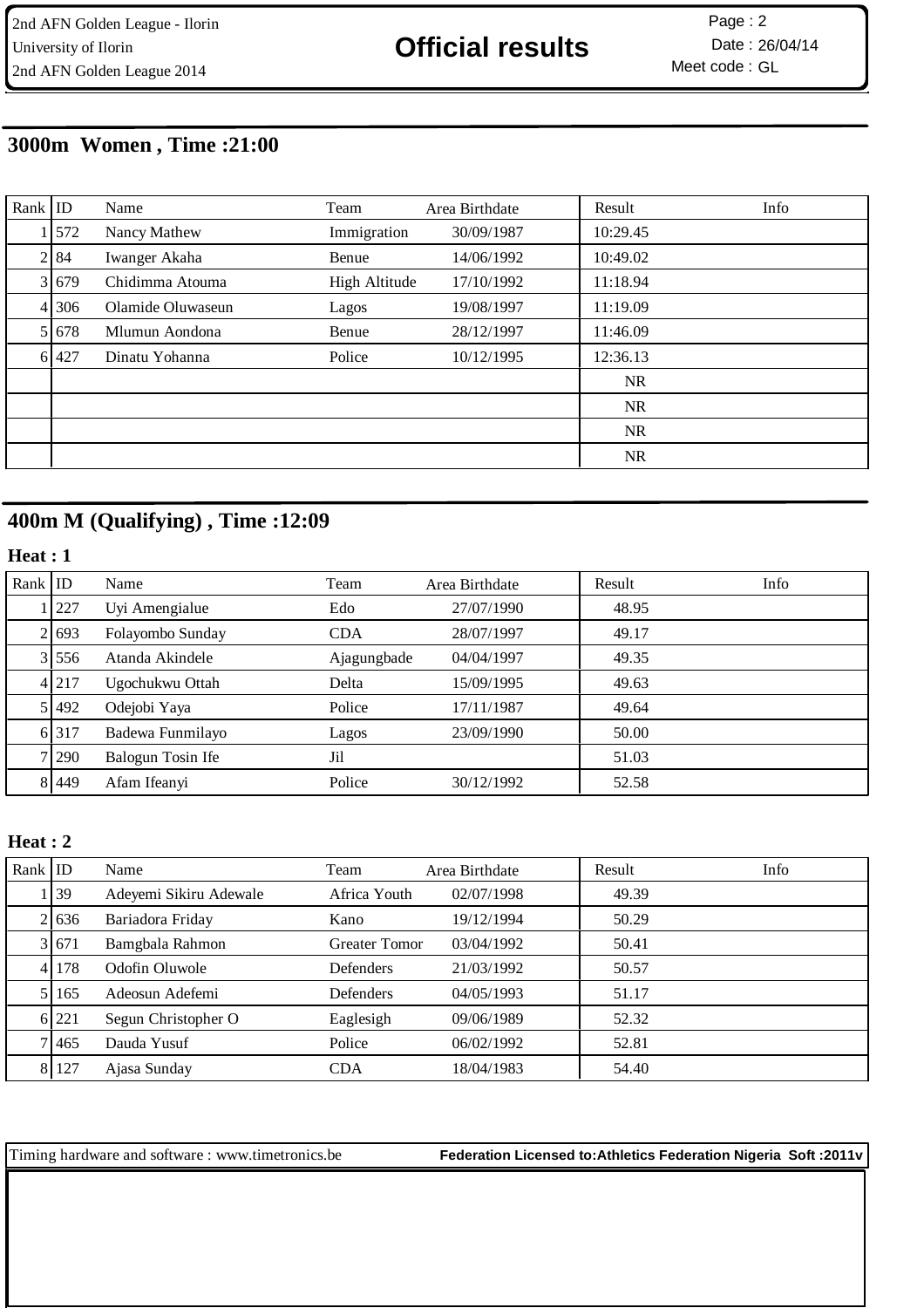## 3000m Women , Time :21:00

| Rank | ID | Name | Team | Area Birthdate | Result | Info |
|---|---|---|---|---|---|---|
| 1 | 572 | Nancy Mathew | Immigration | 30/09/1987 | 10:29.45 | |
| 2 | 84 | Iwanger Akaha | Benue | 14/06/1992 | 10:49.02 | |
| 3 | 679 | Chidimma Atouma | High Altitude | 17/10/1992 | 11:18.94 | |
| 4 | 306 | Olamide Oluwaseun | Lagos | 19/08/1997 | 11:19.09 | |
| 5 | 678 | Mlumun Aondona | Benue | 28/12/1997 | 11:46.09 | |
| 6 | 427 | Dinatu Yohanna | Police | 10/12/1995 | 12:36.13 | |
| | | | | | NR | |
| | | | | | NR | |
| | | | | | NR | |
| | | | | | NR | |

## 400m M (Qualifying) , Time :12:09

### Heat : 1

| Rank | ID | Name | Team | Area Birthdate | Result | Info |
|---|---|---|---|---|---|---|
| 1 | 227 | Uyi Amengialue | Edo | 27/07/1990 | 48.95 | |
| 2 | 693 | Folayombo Sunday | CDA | 28/07/1997 | 49.17 | |
| 3 | 556 | Atanda Akindele | Ajagungbade | 04/04/1997 | 49.35 | |
| 4 | 217 | Ugochukwu Ottah | Delta | 15/09/1995 | 49.63 | |
| 5 | 492 | Odejobi Yaya | Police | 17/11/1987 | 49.64 | |
| 6 | 317 | Badewa Funmilayo | Lagos | 23/09/1990 | 50.00 | |
| 7 | 290 | Balogun Tosin Ife | Jil | | 51.03 | |
| 8 | 449 | Afam Ifeanyi | Police | 30/12/1992 | 52.58 | |

### Heat : 2

| Rank | ID | Name | Team | Area Birthdate | Result | Info |
|---|---|---|---|---|---|---|
| 1 | 39 | Adeyemi Sikiru Adewale | Africa Youth | 02/07/1998 | 49.39 | |
| 2 | 636 | Bariadora Friday | Kano | 19/12/1994 | 50.29 | |
| 3 | 671 | Bamgbala Rahmon | Greater Tomor | 03/04/1992 | 50.41 | |
| 4 | 178 | Odofin Oluwole | Defenders | 21/03/1992 | 50.57 | |
| 5 | 165 | Adeosun Adefemi | Defenders | 04/05/1993 | 51.17 | |
| 6 | 221 | Segun Christopher O | Eaglesigh | 09/06/1989 | 52.32 | |
| 7 | 465 | Dauda Yusuf | Police | 06/02/1992 | 52.81 | |
| 8 | 127 | Ajasa Sunday | CDA | 18/04/1983 | 54.40 | |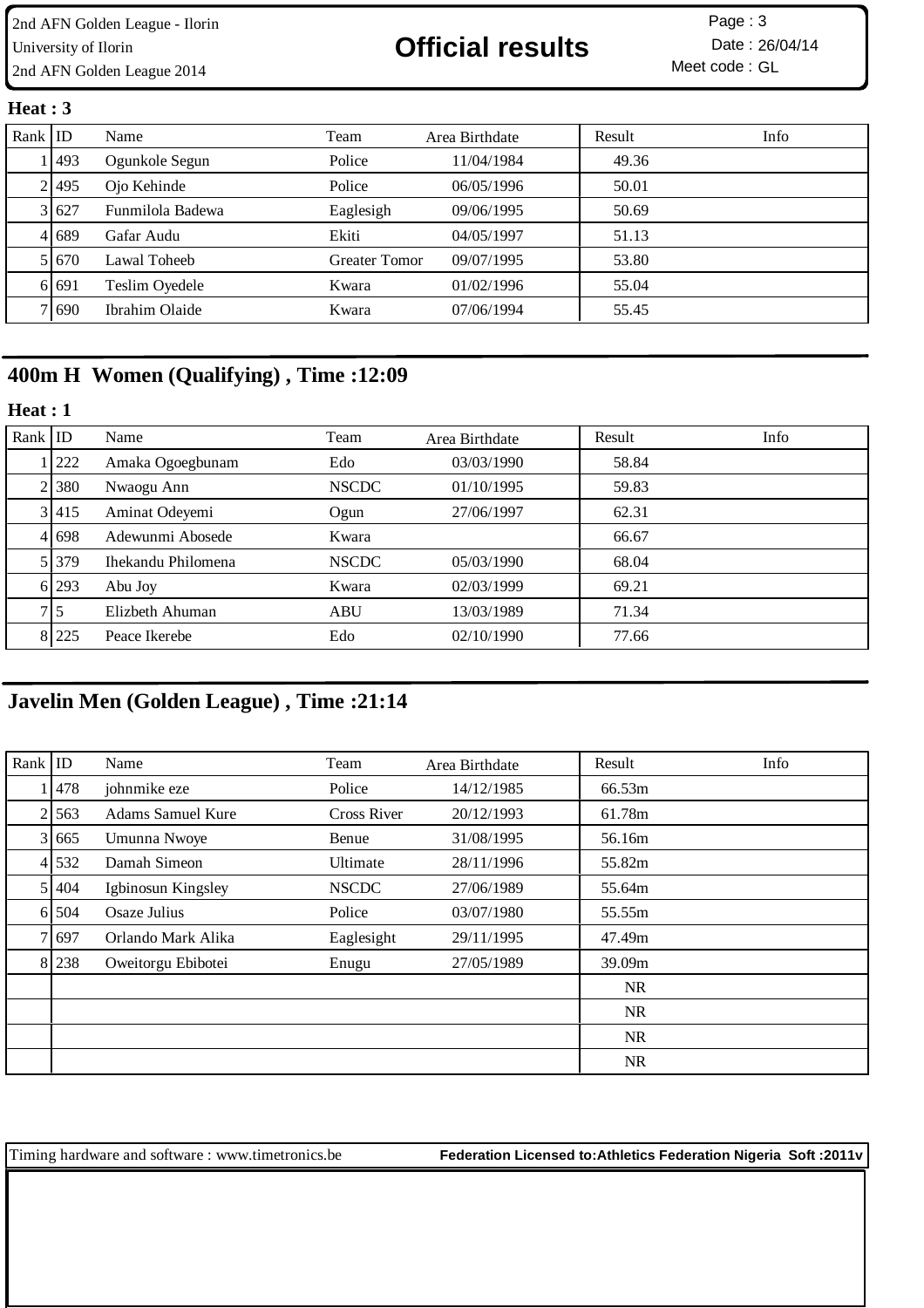**Heat : 3**

| Rank | ID | Name | Team | Area Birthdate | Result | Info |
|---|---|---|---|---|---|---|
| 1 | 493 | Ogunkole Segun | Police | 11/04/1984 | 49.36 | |
| 2 | 495 | Ojo Kehinde | Police | 06/05/1996 | 50.01 | |
| 3 | 627 | Funmilola Badewa | Eaglesigh | 09/06/1995 | 50.69 | |
| 4 | 689 | Gafar Audu | Ekiti | 04/05/1997 | 51.13 | |
| 5 | 670 | Lawal Toheeb | Greater Tomor | 09/07/1995 | 53.80 | |
| 6 | 691 | Teslim Oyedele | Kwara | 01/02/1996 | 55.04 | |
| 7 | 690 | Ibrahim Olaide | Kwara | 07/06/1994 | 55.45 | |

## 400m H Women (Qualifying) , Time :12:09

**Heat : 1**

| Rank | ID | Name | Team | Area Birthdate | Result | Info |
|---|---|---|---|---|---|---|
| 1 | 222 | Amaka Ogoegbunam | Edo | 03/03/1990 | 58.84 | |
| 2 | 380 | Nwaogu Ann | NSCDC | 01/10/1995 | 59.83 | |
| 3 | 415 | Aminat Odeyemi | Ogun | 27/06/1997 | 62.31 | |
| 4 | 698 | Adewunmi Abosede | Kwara | | 66.67 | |
| 5 | 379 | Ihekandu Philomena | NSCDC | 05/03/1990 | 68.04 | |
| 6 | 293 | Abu Joy | Kwara | 02/03/1999 | 69.21 | |
| 7 | 5 | Elizbeth Ahuman | ABU | 13/03/1989 | 71.34 | |
| 8 | 225 | Peace Ikerebe | Edo | 02/10/1990 | 77.66 | |

## Javelin Men (Golden League) , Time :21:14

| Rank | ID | Name | Team | Area Birthdate | Result | Info |
|---|---|---|---|---|---|---|
| 1 | 478 | johnmike eze | Police | 14/12/1985 | 66.53m | |
| 2 | 563 | Adams Samuel Kure | Cross River | 20/12/1993 | 61.78m | |
| 3 | 665 | Umunna Nwoye | Benue | 31/08/1995 | 56.16m | |
| 4 | 532 | Damah Simeon | Ultimate | 28/11/1996 | 55.82m | |
| 5 | 404 | Igbinosun Kingsley | NSCDC | 27/06/1989 | 55.64m | |
| 6 | 504 | Osaze Julius | Police | 03/07/1980 | 55.55m | |
| 7 | 697 | Orlando Mark Alika | Eaglesight | 29/11/1995 | 47.49m | |
| 8 | 238 | Oweitorgu Ebibotei | Enugu | 27/05/1989 | 39.09m | |
| | | | | | NR | |
| | | | | | NR | |
| | | | | | NR | |
| | | | | | NR | |

Timing hardware and software : www.timetronics.be **Federation Licensed to:Athletics Federation Nigeria Soft :2011v**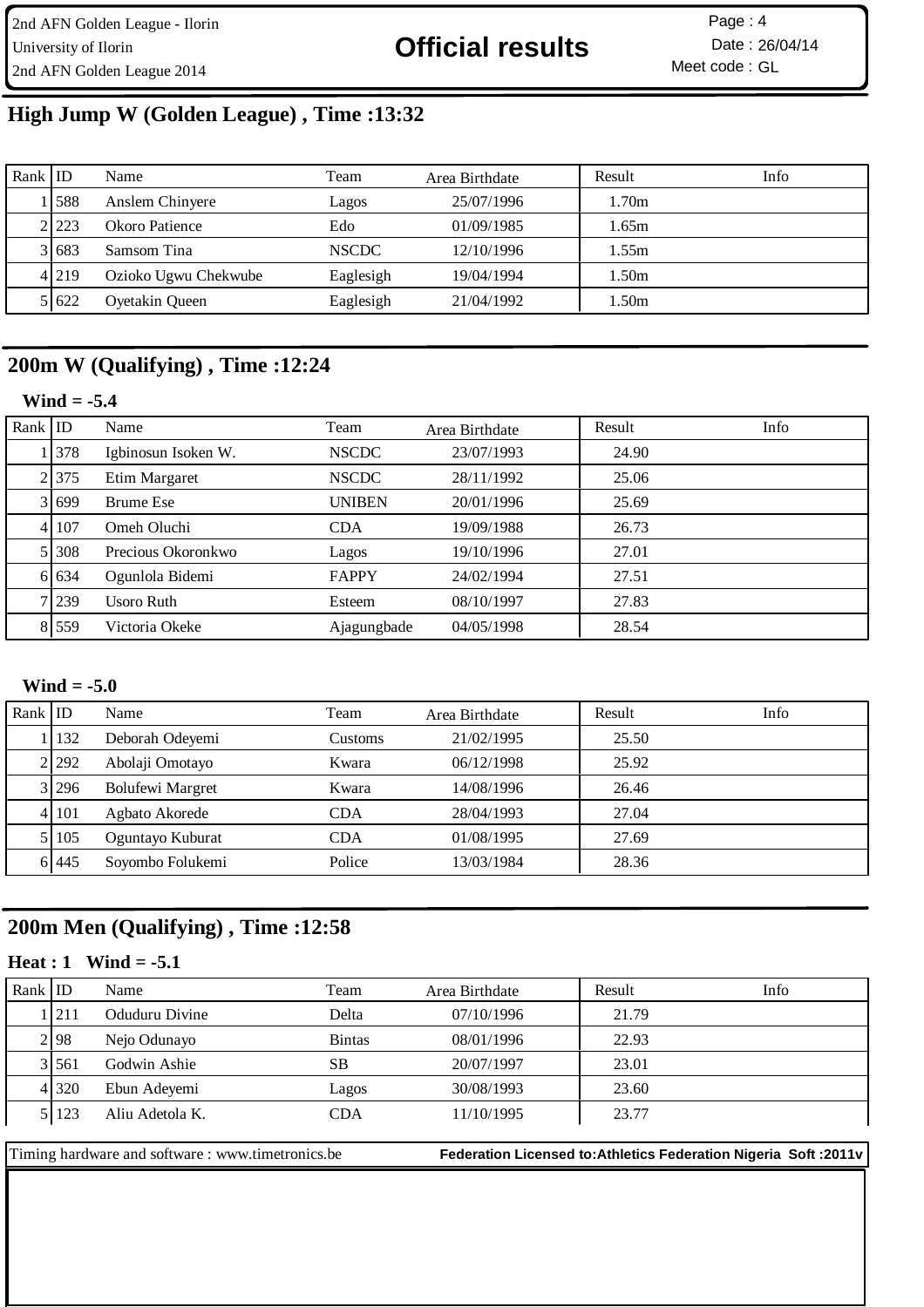## High Jump W (Golden League) , Time :13:32

| Rank | ID | Name | Team | Area Birthdate | Result | Info |
|---|---|---|---|---|---|---|
| 1 | 588 | Anslem Chinyere | Lagos | 25/07/1996 | 1.70m | |
| 2 | 223 | Okoro Patience | Edo | 01/09/1985 | 1.65m | |
| 3 | 683 | Samsom Tina | NSCDC | 12/10/1996 | 1.55m | |
| 4 | 219 | Ozioko Ugwu Chekwube | Eaglesigh | 19/04/1994 | 1.50m | |
| 5 | 622 | Oyetakin Queen | Eaglesigh | 21/04/1992 | 1.50m | |

## 200m W (Qualifying) , Time :12:24

**Wind = -5.4**

| Rank | ID | Name | Team | Area Birthdate | Result | Info |
|---|---|---|---|---|---|---|
| 1 | 378 | Igbinosun Isoken W. | NSCDC | 23/07/1993 | 24.90 | |
| 2 | 375 | Etim Margaret | NSCDC | 28/11/1992 | 25.06 | |
| 3 | 699 | Brume Ese | UNIBEN | 20/01/1996 | 25.69 | |
| 4 | 107 | Omeh Oluchi | CDA | 19/09/1988 | 26.73 | |
| 5 | 308 | Precious Okoronkwo | Lagos | 19/10/1996 | 27.01 | |
| 6 | 634 | Ogunlola Bidemi | FAPPY | 24/02/1994 | 27.51 | |
| 7 | 239 | Usoro Ruth | Esteem | 08/10/1997 | 27.83 | |
| 8 | 559 | Victoria Okeke | Ajagungbade | 04/05/1998 | 28.54 | |

**Wind = -5.0**

| Rank | ID | Name | Team | Area Birthdate | Result | Info |
|---|---|---|---|---|---|---|
| 1 | 132 | Deborah Odeyemi | Customs | 21/02/1995 | 25.50 | |
| 2 | 292 | Abolaji Omotayo | Kwara | 06/12/1998 | 25.92 | |
| 3 | 296 | Bolufewi Margret | Kwara | 14/08/1996 | 26.46 | |
| 4 | 101 | Agbato Akorede | CDA | 28/04/1993 | 27.04 | |
| 5 | 105 | Oguntayo Kuburat | CDA | 01/08/1995 | 27.69 | |
| 6 | 445 | Soyombo Folukemi | Police | 13/03/1984 | 28.36 | |

## 200m Men (Qualifying) , Time :12:58

**Heat : 1 Wind = -5.1**

| Rank | ID | Name | Team | Area Birthdate | Result | Info |
|---|---|---|---|---|---|---|
| 1 | 211 | Oduduru Divine | Delta | 07/10/1996 | 21.79 | |
| 2 | 98 | Nejo Odunayo | Bintas | 08/01/1996 | 22.93 | |
| 3 | 561 | Godwin Ashie | SB | 20/07/1997 | 23.01 | |
| 4 | 320 | Ebun Adeyemi | Lagos | 30/08/1993 | 23.60 | |
| 5 | 123 | Aliu Adetola K. | CDA | 11/10/1995 | 23.77 | |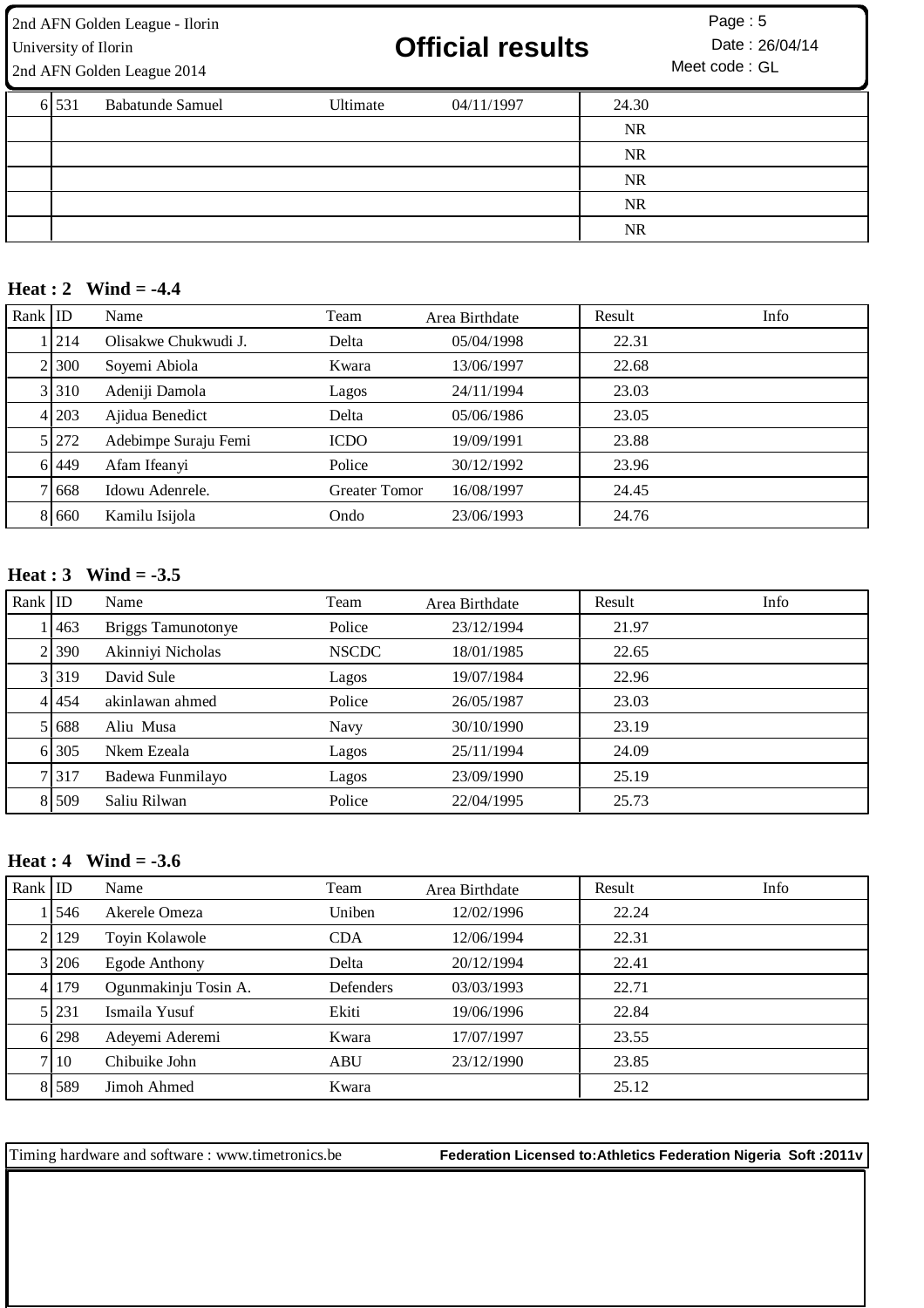| Rank | ID | Name | Team | Area Birthdate | Result | Info |
|---|---|---|---|---|---|---|
| 6 | 531 | Babatunde Samuel | Ultimate | 04/11/1997 | 24.30 | |
| | | | | | NR | |
| | | | | | NR | |
| | | | | | NR | |
| | | | | | NR | |
| | | | | | NR | |

**Heat : 2 Wind = -4.4**

| Rank | ID | Name | Team | Area Birthdate | Result | Info |
|---|---|---|---|---|---|---|
| 1 | 214 | Olisakwe Chukwudi J. | Delta | 05/04/1998 | 22.31 | |
| 2 | 300 | Soyemi Abiola | Kwara | 13/06/1997 | 22.68 | |
| 3 | 310 | Adeniji Damola | Lagos | 24/11/1994 | 23.03 | |
| 4 | 203 | Ajidua Benedict | Delta | 05/06/1986 | 23.05 | |
| 5 | 272 | Adebimpe Suraju Femi | ICDO | 19/09/1991 | 23.88 | |
| 6 | 449 | Afam Ifeanyi | Police | 30/12/1992 | 23.96 | |
| 7 | 668 | Idowu Adenrele. | Greater Tomor | 16/08/1997 | 24.45 | |
| 8 | 660 | Kamilu Isijola | Ondo | 23/06/1993 | 24.76 | |

**Heat : 3 Wind = -3.5**

| Rank | ID | Name | Team | Area Birthdate | Result | Info |
|---|---|---|---|---|---|---|
| 1 | 463 | Briggs Tamunotonye | Police | 23/12/1994 | 21.97 | |
| 2 | 390 | Akinniyi Nicholas | NSCDC | 18/01/1985 | 22.65 | |
| 3 | 319 | David Sule | Lagos | 19/07/1984 | 22.96 | |
| 4 | 454 | akinlawan ahmed | Police | 26/05/1987 | 23.03 | |
| 5 | 688 | Aliu Musa | Navy | 30/10/1990 | 23.19 | |
| 6 | 305 | Nkem Ezeala | Lagos | 25/11/1994 | 24.09 | |
| 7 | 317 | Badewa Funmilayo | Lagos | 23/09/1990 | 25.19 | |
| 8 | 509 | Saliu Rilwan | Police | 22/04/1995 | 25.73 | |

**Heat : 4 Wind = -3.6**

| Rank | ID | Name | Team | Area Birthdate | Result | Info |
|---|---|---|---|---|---|---|
| 1 | 546 | Akerele Omeza | Uniben | 12/02/1996 | 22.24 | |
| 2 | 129 | Toyin Kolawole | CDA | 12/06/1994 | 22.31 | |
| 3 | 206 | Egode Anthony | Delta | 20/12/1994 | 22.41 | |
| 4 | 179 | Ogunmakinju Tosin A. | Defenders | 03/03/1993 | 22.71 | |
| 5 | 231 | Ismaila Yusuf | Ekiti | 19/06/1996 | 22.84 | |
| 6 | 298 | Adeyemi Aderemi | Kwara | 17/07/1997 | 23.55 | |
| 7 | 10 | Chibuike John | ABU | 23/12/1990 | 23.85 | |
| 8 | 589 | Jimoh Ahmed | Kwara | | 25.12 | |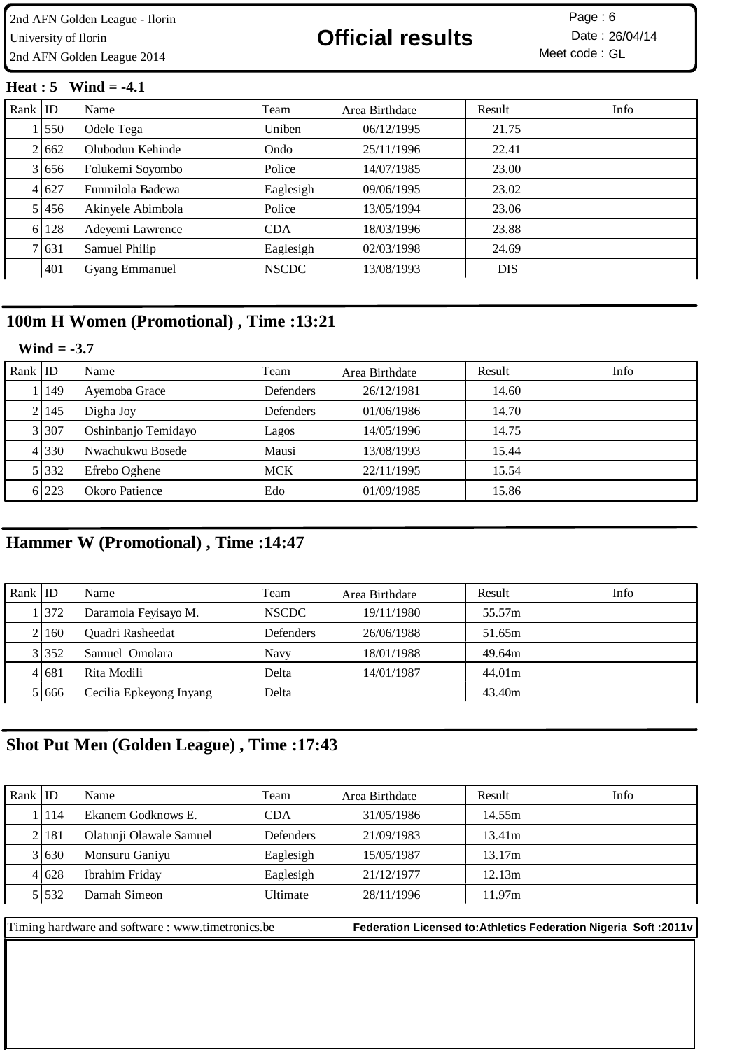**Heat : 5 Wind = -4.1**

| Rank | ID | Name | Team | Area Birthdate | Result | Info |
|---|---|---|---|---|---|---|
| 1 | 550 | Odele Tega | Uniben | 06/12/1995 | 21.75 | |
| 2 | 662 | Olubodun Kehinde | Ondo | 25/11/1996 | 22.41 | |
| 3 | 656 | Folukemi Soyombo | Police | 14/07/1985 | 23.00 | |
| 4 | 627 | Funmilola Badewa | Eaglesigh | 09/06/1995 | 23.02 | |
| 5 | 456 | Akinyele Abimbola | Police | 13/05/1994 | 23.06 | |
| 6 | 128 | Adeyemi Lawrence | CDA | 18/03/1996 | 23.88 | |
| 7 | 631 | Samuel Philip | Eaglesigh | 02/03/1998 | 24.69 | |
| | 401 | Gyang Emmanuel | NSCDC | 13/08/1993 | DIS | |

## 100m H Women (Promotional) , Time :13:21

**Wind = -3.7**

| Rank | ID | Name | Team | Area Birthdate | Result | Info |
|---|---|---|---|---|---|---|
| 1 | 149 | Ayemoba Grace | Defenders | 26/12/1981 | 14.60 | |
| 2 | 145 | Digha Joy | Defenders | 01/06/1986 | 14.70 | |
| 3 | 307 | Oshinbanjo Temidayo | Lagos | 14/05/1996 | 14.75 | |
| 4 | 330 | Nwachukwu Bosede | Mausi | 13/08/1993 | 15.44 | |
| 5 | 332 | Efrebo Oghene | MCK | 22/11/1995 | 15.54 | |
| 6 | 223 | Okoro Patience | Edo | 01/09/1985 | 15.86 | |

## Hammer W (Promotional) , Time :14:47

| Rank | ID | Name | Team | Area Birthdate | Result | Info |
|---|---|---|---|---|---|---|
| 1 | 372 | Daramola Feyisayo M. | NSCDC | 19/11/1980 | 55.57m | |
| 2 | 160 | Quadri Rasheedat | Defenders | 26/06/1988 | 51.65m | |
| 3 | 352 | Samuel Omolara | Navy | 18/01/1988 | 49.64m | |
| 4 | 681 | Rita Modili | Delta | 14/01/1987 | 44.01m | |
| 5 | 666 | Cecilia Epkeyong Inyang | Delta | | 43.40m | |

## Shot Put Men (Golden League) , Time :17:43

| Rank | ID | Name | Team | Area Birthdate | Result | Info |
|---|---|---|---|---|---|---|
| 1 | 114 | Ekanem Godknows E. | CDA | 31/05/1986 | 14.55m | |
| 2 | 181 | Olatunji Olawale Samuel | Defenders | 21/09/1983 | 13.41m | |
| 3 | 630 | Monsuru Ganiyu | Eaglesigh | 15/05/1987 | 13.17m | |
| 4 | 628 | Ibrahim Friday | Eaglesigh | 21/12/1977 | 12.13m | |
| 5 | 532 | Damah Simeon | Ultimate | 28/11/1996 | 11.97m | |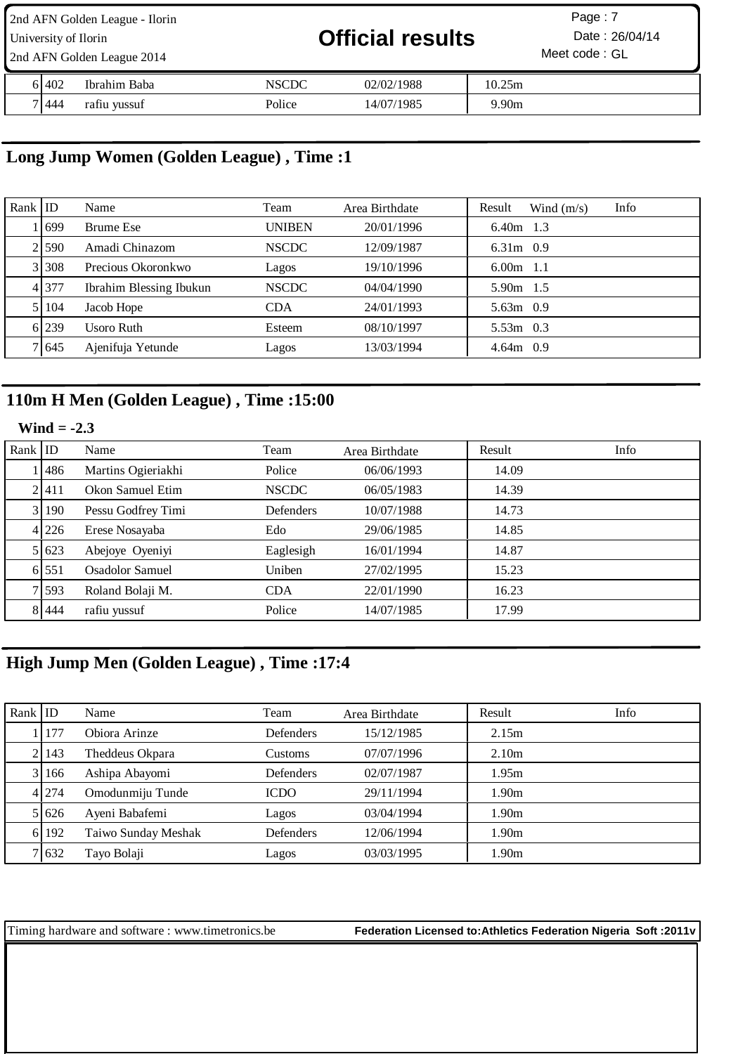| Rank | ID | Name | Team | Area Birthdate | Result | Info |
|---|---|---|---|---|---|---|
| 6 | 402 | Ibrahim Baba | NSCDC | 02/02/1988 | 10.25m | |
| 7 | 444 | rafiu yussuf | Police | 14/07/1985 | 9.90m | |

## Long Jump Women (Golden League) , Time :1

| Rank | ID | Name | Team | Area Birthdate | Result | Wind (m/s) | Info |
|---|---|---|---|---|---|---|---|
| 1 | 699 | Brume Ese | UNIBEN | 20/01/1996 | 6.40m | 1.3 | |
| 2 | 590 | Amadi Chinazom | NSCDC | 12/09/1987 | 6.31m | 0.9 | |
| 3 | 308 | Precious Okoronkwo | Lagos | 19/10/1996 | 6.00m | 1.1 | |
| 4 | 377 | Ibrahim Blessing Ibukun | NSCDC | 04/04/1990 | 5.90m | 1.5 | |
| 5 | 104 | Jacob Hope | CDA | 24/01/1993 | 5.63m | 0.9 | |
| 6 | 239 | Usoro Ruth | Esteem | 08/10/1997 | 5.53m | 0.3 | |
| 7 | 645 | Ajenifuja Yetunde | Lagos | 13/03/1994 | 4.64m | 0.9 | |

## 110m H Men (Golden League) , Time :15:00

**Wind = -2.3**

| Rank | ID | Name | Team | Area Birthdate | Result | Info |
|---|---|---|---|---|---|---|
| 1 | 486 | Martins Ogieriakhi | Police | 06/06/1993 | 14.09 | |
| 2 | 411 | Okon Samuel Etim | NSCDC | 06/05/1983 | 14.39 | |
| 3 | 190 | Pessu Godfrey Timi | Defenders | 10/07/1988 | 14.73 | |
| 4 | 226 | Erese Nosayaba | Edo | 29/06/1985 | 14.85 | |
| 5 | 623 | Abejoye Oyeniyi | Eaglesigh | 16/01/1994 | 14.87 | |
| 6 | 551 | Osadolor Samuel | Uniben | 27/02/1995 | 15.23 | |
| 7 | 593 | Roland Bolaji M. | CDA | 22/01/1990 | 16.23 | |
| 8 | 444 | rafiu yussuf | Police | 14/07/1985 | 17.99 | |

## High Jump Men (Golden League) , Time :17:4

| Rank | ID | Name | Team | Area Birthdate | Result | Info |
|---|---|---|---|---|---|---|
| 1 | 177 | Obiora Arinze | Defenders | 15/12/1985 | 2.15m | |
| 2 | 143 | Theddeus Okpara | Customs | 07/07/1996 | 2.10m | |
| 3 | 166 | Ashipa Abayomi | Defenders | 02/07/1987 | 1.95m | |
| 4 | 274 | Omodunmiju Tunde | ICDO | 29/11/1994 | 1.90m | |
| 5 | 626 | Ayeni Babafemi | Lagos | 03/04/1994 | 1.90m | |
| 6 | 192 | Taiwo Sunday Meshak | Defenders | 12/06/1994 | 1.90m | |
| 7 | 632 | Tayo Bolaji | Lagos | 03/03/1995 | 1.90m | |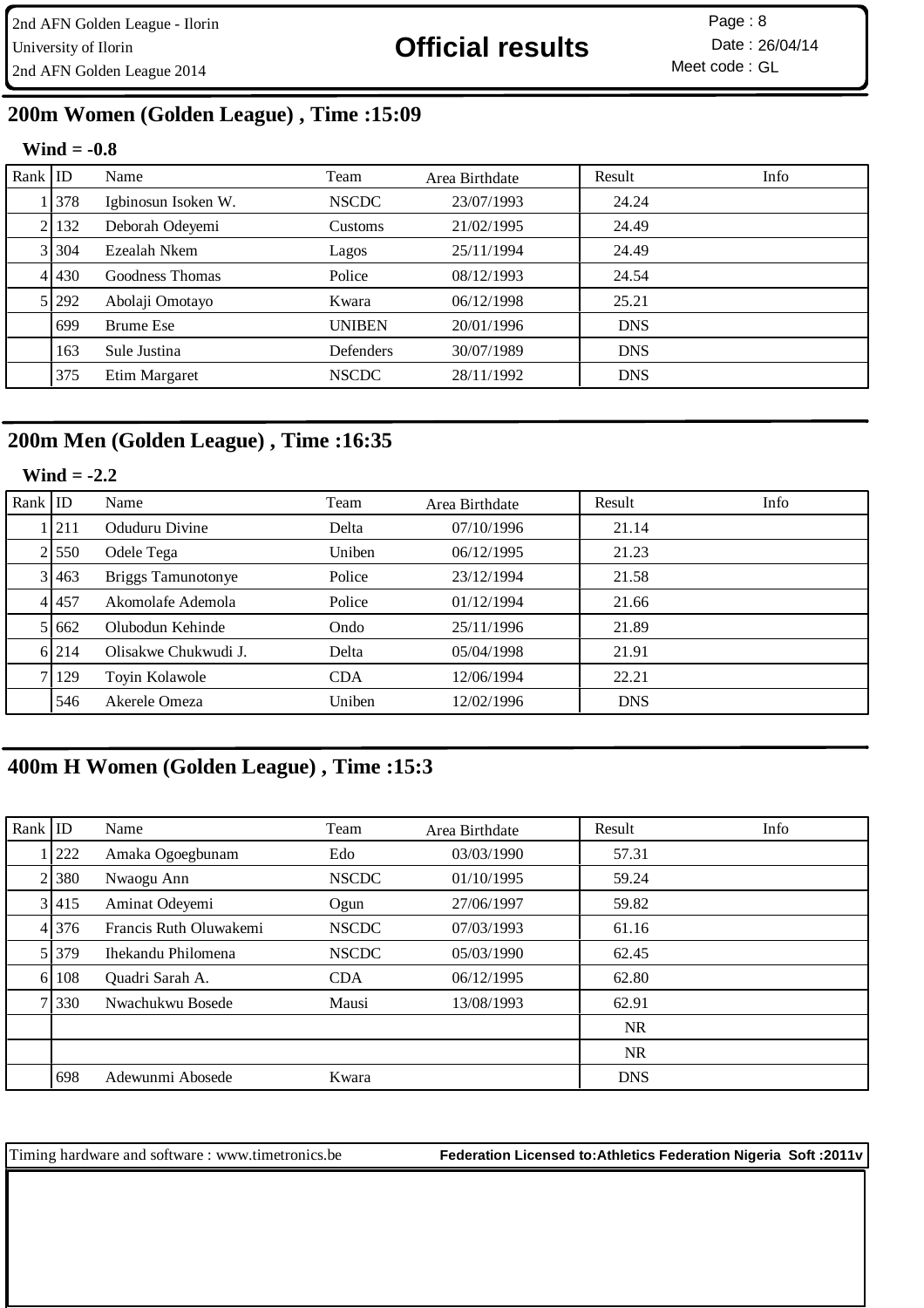## 200m Women (Golden League) , Time :15:09

**Wind = -0.8**

| Rank | ID | Name | Team | Area Birthdate | Result | Info |
|---|---|---|---|---|---|---|
| 1 | 378 | Igbinosun Isoken W. | NSCDC | 23/07/1993 | 24.24 | |
| 2 | 132 | Deborah Odeyemi | Customs | 21/02/1995 | 24.49 | |
| 3 | 304 | Ezealah Nkem | Lagos | 25/11/1994 | 24.49 | |
| 4 | 430 | Goodness Thomas | Police | 08/12/1993 | 24.54 | |
| 5 | 292 | Abolaji Omotayo | Kwara | 06/12/1998 | 25.21 | |
| | 699 | Brume Ese | UNIBEN | 20/01/1996 | DNS | |
| | 163 | Sule Justina | Defenders | 30/07/1989 | DNS | |
| | 375 | Etim Margaret | NSCDC | 28/11/1992 | DNS | |

## 200m Men (Golden League) , Time :16:35

**Wind = -2.2**

| Rank | ID | Name | Team | Area Birthdate | Result | Info |
|---|---|---|---|---|---|---|
| 1 | 211 | Oduduru Divine | Delta | 07/10/1996 | 21.14 | |
| 2 | 550 | Odele Tega | Uniben | 06/12/1995 | 21.23 | |
| 3 | 463 | Briggs Tamunotonye | Police | 23/12/1994 | 21.58 | |
| 4 | 457 | Akomolafe Ademola | Police | 01/12/1994 | 21.66 | |
| 5 | 662 | Olubodun Kehinde | Ondo | 25/11/1996 | 21.89 | |
| 6 | 214 | Olisakwe Chukwudi J. | Delta | 05/04/1998 | 21.91 | |
| 7 | 129 | Toyin Kolawole | CDA | 12/06/1994 | 22.21 | |
| | 546 | Akerele Omeza | Uniben | 12/02/1996 | DNS | |

## 400m H Women (Golden League) , Time :15:3

| Rank | ID | Name | Team | Area Birthdate | Result | Info |
|---|---|---|---|---|---|---|
| 1 | 222 | Amaka Ogoegbunam | Edo | 03/03/1990 | 57.31 | |
| 2 | 380 | Nwaogu Ann | NSCDC | 01/10/1995 | 59.24 | |
| 3 | 415 | Aminat Odeyemi | Ogun | 27/06/1997 | 59.82 | |
| 4 | 376 | Francis Ruth Oluwakemi | NSCDC | 07/03/1993 | 61.16 | |
| 5 | 379 | Ihekandu Philomena | NSCDC | 05/03/1990 | 62.45 | |
| 6 | 108 | Quadri Sarah A. | CDA | 06/12/1995 | 62.80 | |
| 7 | 330 | Nwachukwu Bosede | Mausi | 13/08/1993 | 62.91 | |
| | | | | | NR | |
| | | | | | NR | |
| | 698 | Adewunmi Abosede | Kwara | | DNS | |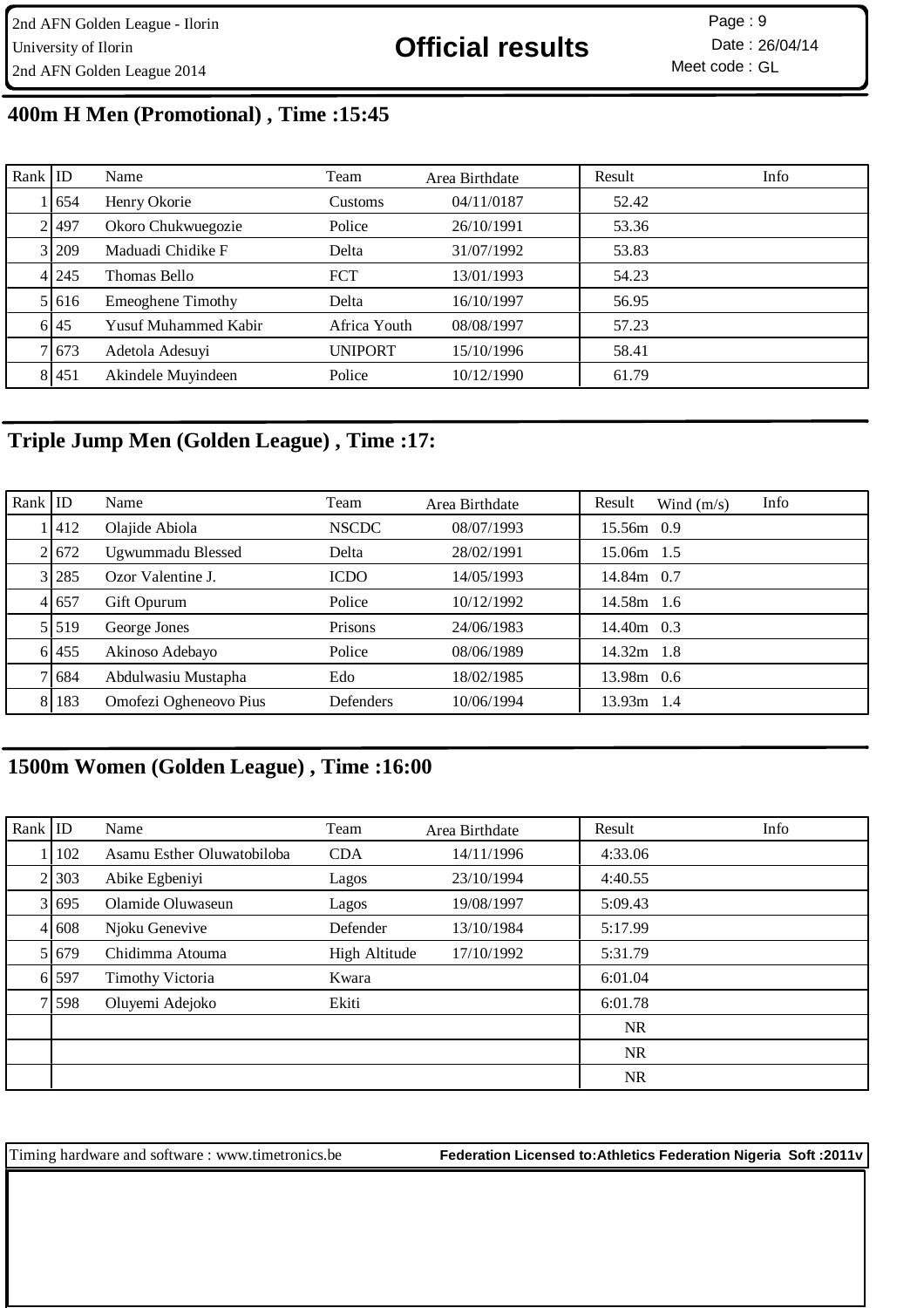## 400m H Men (Promotional) , Time :15:45

| Rank | ID | Name | Team | Area Birthdate | Result | Info |
|---|---|---|---|---|---|---|
| 1 | 654 | Henry Okorie | Customs | 04/11/0187 | 52.42 | |
| 2 | 497 | Okoro Chukwuegozie | Police | 26/10/1991 | 53.36 | |
| 3 | 209 | Maduadi Chidike F | Delta | 31/07/1992 | 53.83 | |
| 4 | 245 | Thomas Bello | FCT | 13/01/1993 | 54.23 | |
| 5 | 616 | Emeoghene Timothy | Delta | 16/10/1997 | 56.95 | |
| 6 | 45 | Yusuf Muhammed Kabir | Africa Youth | 08/08/1997 | 57.23 | |
| 7 | 673 | Adetola Adesuyi | UNIPORT | 15/10/1996 | 58.41 | |
| 8 | 451 | Akindele Muyindeen | Police | 10/12/1990 | 61.79 | |

## Triple Jump Men (Golden League) , Time :17:

| Rank | ID | Name | Team | Area Birthdate | Result | Wind (m/s) | Info |
|---|---|---|---|---|---|---|---|
| 1 | 412 | Olajide Abiola | NSCDC | 08/07/1993 | 15.56m | 0.9 | |
| 2 | 672 | Ugwummadu Blessed | Delta | 28/02/1991 | 15.06m | 1.5 | |
| 3 | 285 | Ozor Valentine J. | ICDO | 14/05/1993 | 14.84m | 0.7 | |
| 4 | 657 | Gift Opurum | Police | 10/12/1992 | 14.58m | 1.6 | |
| 5 | 519 | George Jones | Prisons | 24/06/1983 | 14.40m | 0.3 | |
| 6 | 455 | Akinoso Adebayo | Police | 08/06/1989 | 14.32m | 1.8 | |
| 7 | 684 | Abdulwasiu Mustapha | Edo | 18/02/1985 | 13.98m | 0.6 | |
| 8 | 183 | Omofezi Ogheneovo Pius | Defenders | 10/06/1994 | 13.93m | 1.4 | |

## 1500m Women (Golden League) , Time :16:00

| Rank | ID | Name | Team | Area Birthdate | Result | Info |
|---|---|---|---|---|---|---|
| 1 | 102 | Asamu Esther Oluwatobiloba | CDA | 14/11/1996 | 4:33.06 | |
| 2 | 303 | Abike Egbeniyi | Lagos | 23/10/1994 | 4:40.55 | |
| 3 | 695 | Olamide Oluwaseun | Lagos | 19/08/1997 | 5:09.43 | |
| 4 | 608 | Njoku Genevive | Defender | 13/10/1984 | 5:17.99 | |
| 5 | 679 | Chidimma Atouma | High Altitude | 17/10/1992 | 5:31.79 | |
| 6 | 597 | Timothy Victoria | Kwara | | 6:01.04 | |
| 7 | 598 | Oluyemi Adejoko | Ekiti | | 6:01.78 | |
| | | | | | NR | |
| | | | | | NR | |
| | | | | | NR | |

Timing hardware and software : www.timetronics.be **Federation Licensed to:Athletics Federation Nigeria Soft :2011v**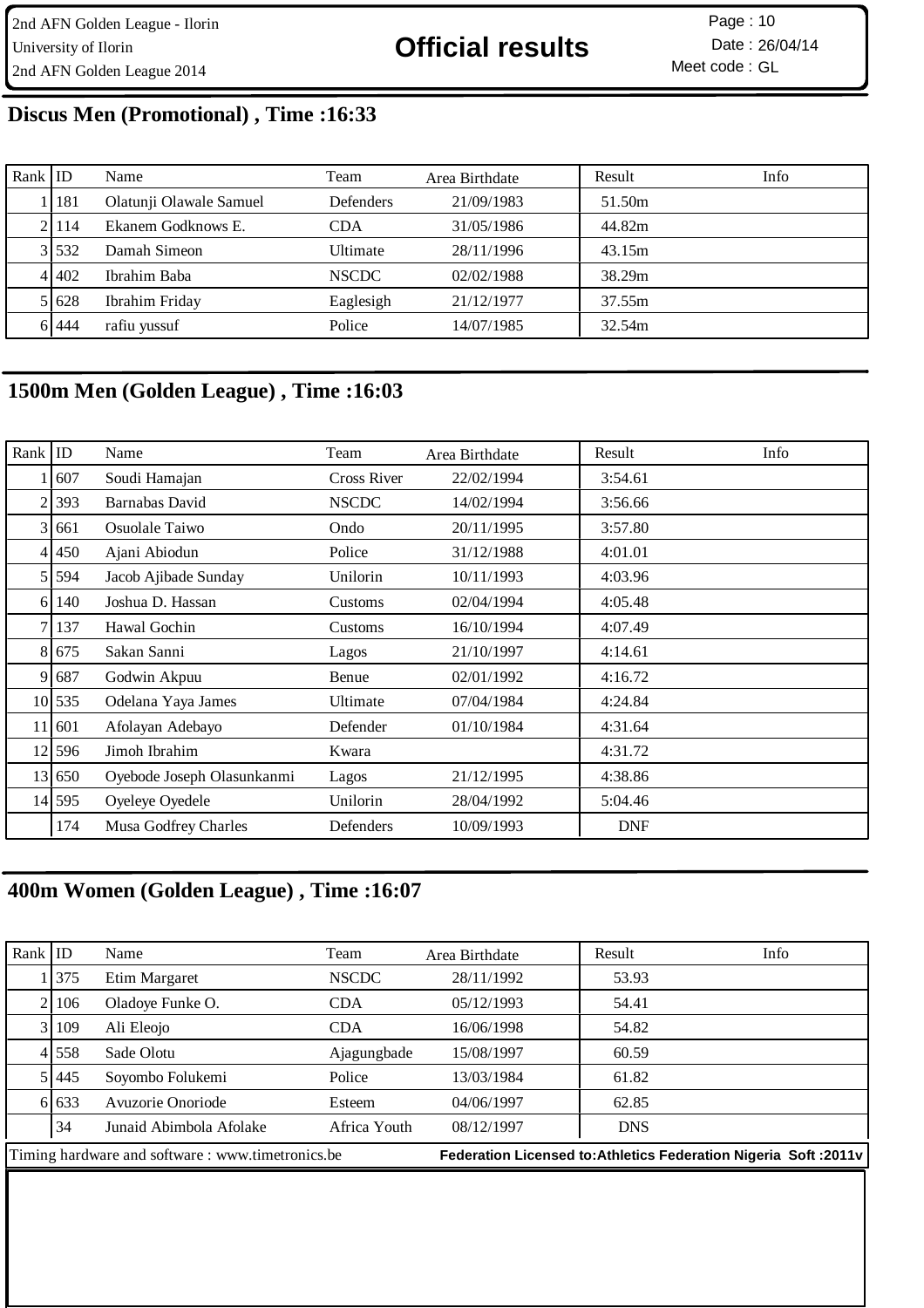## Discus Men (Promotional) , Time :16:33

| Rank | ID | Name | Team | Area Birthdate | Result | Info |
|---|---|---|---|---|---|---|
| 1 | 181 | Olatunji Olawale Samuel | Defenders | 21/09/1983 | 51.50m | |
| 2 | 114 | Ekanem Godknows E. | CDA | 31/05/1986 | 44.82m | |
| 3 | 532 | Damah Simeon | Ultimate | 28/11/1996 | 43.15m | |
| 4 | 402 | Ibrahim Baba | NSCDC | 02/02/1988 | 38.29m | |
| 5 | 628 | Ibrahim Friday | Eaglesigh | 21/12/1977 | 37.55m | |
| 6 | 444 | rafiu yussuf | Police | 14/07/1985 | 32.54m | |

## 1500m Men (Golden League) , Time :16:03

| Rank | ID | Name | Team | Area Birthdate | Result | Info |
|---|---|---|---|---|---|---|
| 1 | 607 | Soudi Hamajan | Cross River | 22/02/1994 | 3:54.61 | |
| 2 | 393 | Barnabas David | NSCDC | 14/02/1994 | 3:56.66 | |
| 3 | 661 | Osuolale Taiwo | Ondo | 20/11/1995 | 3:57.80 | |
| 4 | 450 | Ajani Abiodun | Police | 31/12/1988 | 4:01.01 | |
| 5 | 594 | Jacob Ajibade Sunday | Unilorin | 10/11/1993 | 4:03.96 | |
| 6 | 140 | Joshua D. Hassan | Customs | 02/04/1994 | 4:05.48 | |
| 7 | 137 | Hawal Gochin | Customs | 16/10/1994 | 4:07.49 | |
| 8 | 675 | Sakan Sanni | Lagos | 21/10/1997 | 4:14.61 | |
| 9 | 687 | Godwin Akpuu | Benue | 02/01/1992 | 4:16.72 | |
| 10 | 535 | Odelana Yaya James | Ultimate | 07/04/1984 | 4:24.84 | |
| 11 | 601 | Afolayan Adebayo | Defender | 01/10/1984 | 4:31.64 | |
| 12 | 596 | Jimoh Ibrahim | Kwara | | 4:31.72 | |
| 13 | 650 | Oyebode Joseph Olasunkanmi | Lagos | 21/12/1995 | 4:38.86 | |
| 14 | 595 | Oyeleye Oyedele | Unilorin | 28/04/1992 | 5:04.46 | |
| | 174 | Musa Godfrey Charles | Defenders | 10/09/1993 | DNF | |

## 400m Women (Golden League) , Time :16:07

| Rank | ID | Name | Team | Area Birthdate | Result | Info |
|---|---|---|---|---|---|---|
| 1 | 375 | Etim Margaret | NSCDC | 28/11/1992 | 53.93 | |
| 2 | 106 | Oladoye Funke O. | CDA | 05/12/1993 | 54.41 | |
| 3 | 109 | Ali Eleojo | CDA | 16/06/1998 | 54.82 | |
| 4 | 558 | Sade Olotu | Ajagungbade | 15/08/1997 | 60.59 | |
| 5 | 445 | Soyombo Folukemi | Police | 13/03/1984 | 61.82 | |
| 6 | 633 | Avuzorie Onoriode | Esteem | 04/06/1997 | 62.85 | |
| | 34 | Junaid Abimbola Afolake | Africa Youth | 08/12/1997 | DNS | |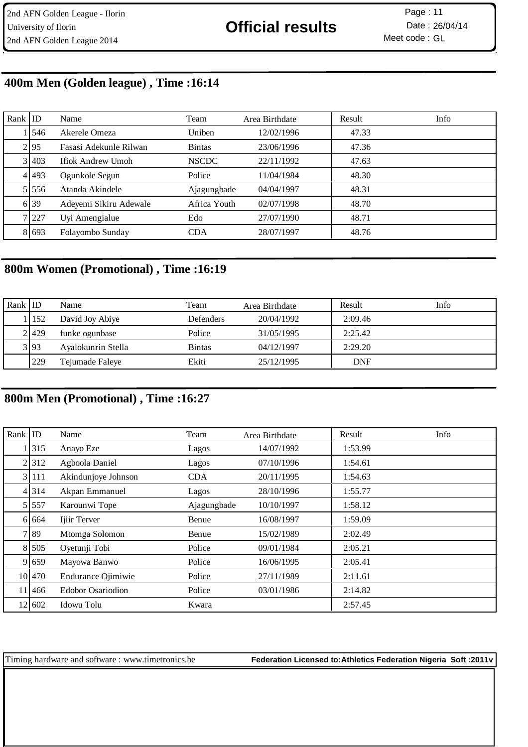## 400m Men (Golden league) , Time :16:14

| Rank | ID | Name | Team | Area Birthdate | Result | Info |
|---|---|---|---|---|---|---|
| 1 | 546 | Akerele Omeza | Uniben | 12/02/1996 | 47.33 | |
| 2 | 95 | Fasasi Adekunle Rilwan | Bintas | 23/06/1996 | 47.36 | |
| 3 | 403 | Ifiok Andrew Umoh | NSCDC | 22/11/1992 | 47.63 | |
| 4 | 493 | Ogunkole Segun | Police | 11/04/1984 | 48.30 | |
| 5 | 556 | Atanda Akindele | Ajagungbade | 04/04/1997 | 48.31 | |
| 6 | 39 | Adeyemi Sikiru Adewale | Africa Youth | 02/07/1998 | 48.70 | |
| 7 | 227 | Uyi Amengialue | Edo | 27/07/1990 | 48.71 | |
| 8 | 693 | Folayombo Sunday | CDA | 28/07/1997 | 48.76 | |

## 800m Women (Promotional) , Time :16:19

| Rank | ID | Name | Team | Area Birthdate | Result | Info |
|---|---|---|---|---|---|---|
| 1 | 152 | David Joy Abiye | Defenders | 20/04/1992 | 2:09.46 | |
| 2 | 429 | funke ogunbase | Police | 31/05/1995 | 2:25.42 | |
| 3 | 93 | Ayalokunrin Stella | Bintas | 04/12/1997 | 2:29.20 | |
| | 229 | Tejumade Faleye | Ekiti | 25/12/1995 | DNF | |

## 800m Men (Promotional) , Time :16:27

| Rank | ID | Name | Team | Area Birthdate | Result | Info |
|---|---|---|---|---|---|---|
| 1 | 315 | Anayo Eze | Lagos | 14/07/1992 | 1:53.99 | |
| 2 | 312 | Agboola Daniel | Lagos | 07/10/1996 | 1:54.61 | |
| 3 | 111 | Akindunjoye Johnson | CDA | 20/11/1995 | 1:54.63 | |
| 4 | 314 | Akpan Emmanuel | Lagos | 28/10/1996 | 1:55.77 | |
| 5 | 557 | Karounwi Tope | Ajagungbade | 10/10/1997 | 1:58.12 | |
| 6 | 664 | Ijiir Terver | Benue | 16/08/1997 | 1:59.09 | |
| 7 | 89 | Mtomga Solomon | Benue | 15/02/1989 | 2:02.49 | |
| 8 | 505 | Oyetunji Tobi | Police | 09/01/1984 | 2:05.21 | |
| 9 | 659 | Mayowa Banwo | Police | 16/06/1995 | 2:05.41 | |
| 10 | 470 | Endurance Ojimiwie | Police | 27/11/1989 | 2:11.61 | |
| 11 | 466 | Edobor Osariodion | Police | 03/01/1986 | 2:14.82 | |
| 12 | 602 | Idowu Tolu | Kwara | | 2:57.45 | |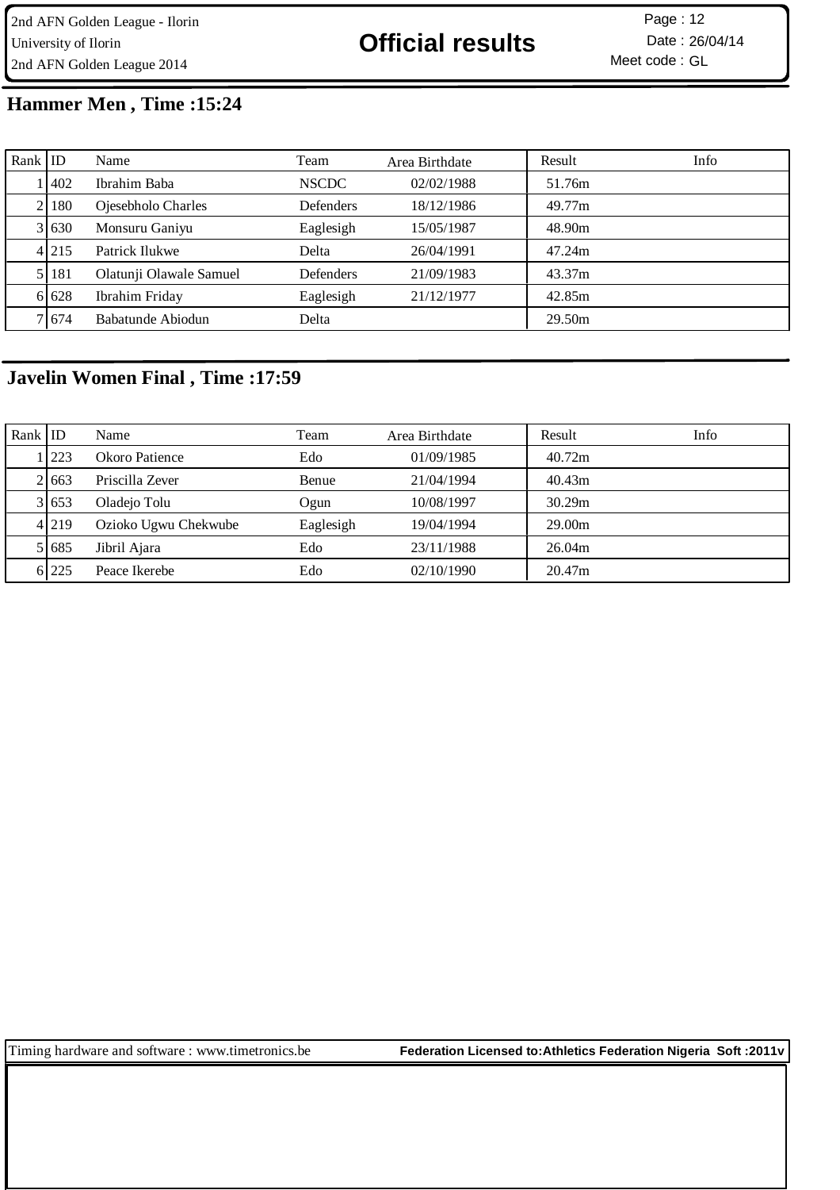## Hammer Men , Time :15:24

| Rank | ID | Name | Team | Area Birthdate | Result | Info |
|---|---|---|---|---|---|---|
| 1 | 402 | Ibrahim Baba | NSCDC | 02/02/1988 | 51.76m | |
| 2 | 180 | Ojesebholo Charles | Defenders | 18/12/1986 | 49.77m | |
| 3 | 630 | Monsuru Ganiyu | Eaglesigh | 15/05/1987 | 48.90m | |
| 4 | 215 | Patrick Ilukwe | Delta | 26/04/1991 | 47.24m | |
| 5 | 181 | Olatunji Olawale Samuel | Defenders | 21/09/1983 | 43.37m | |
| 6 | 628 | Ibrahim Friday | Eaglesigh | 21/12/1977 | 42.85m | |
| 7 | 674 | Babatunde Abiodun | Delta | | 29.50m | |

## Javelin Women Final , Time :17:59

| Rank | ID | Name | Team | Area Birthdate | Result | Info |
|---|---|---|---|---|---|---|
| 1 | 223 | Okoro Patience | Edo | 01/09/1985 | 40.72m | |
| 2 | 663 | Priscilla Zever | Benue | 21/04/1994 | 40.43m | |
| 3 | 653 | Oladejo Tolu | Ogun | 10/08/1997 | 30.29m | |
| 4 | 219 | Ozioko Ugwu Chekwube | Eaglesigh | 19/04/1994 | 29.00m | |
| 5 | 685 | Jibril Ajara | Edo | 23/11/1988 | 26.04m | |
| 6 | 225 | Peace Ikerebe | Edo | 02/10/1990 | 20.47m | |